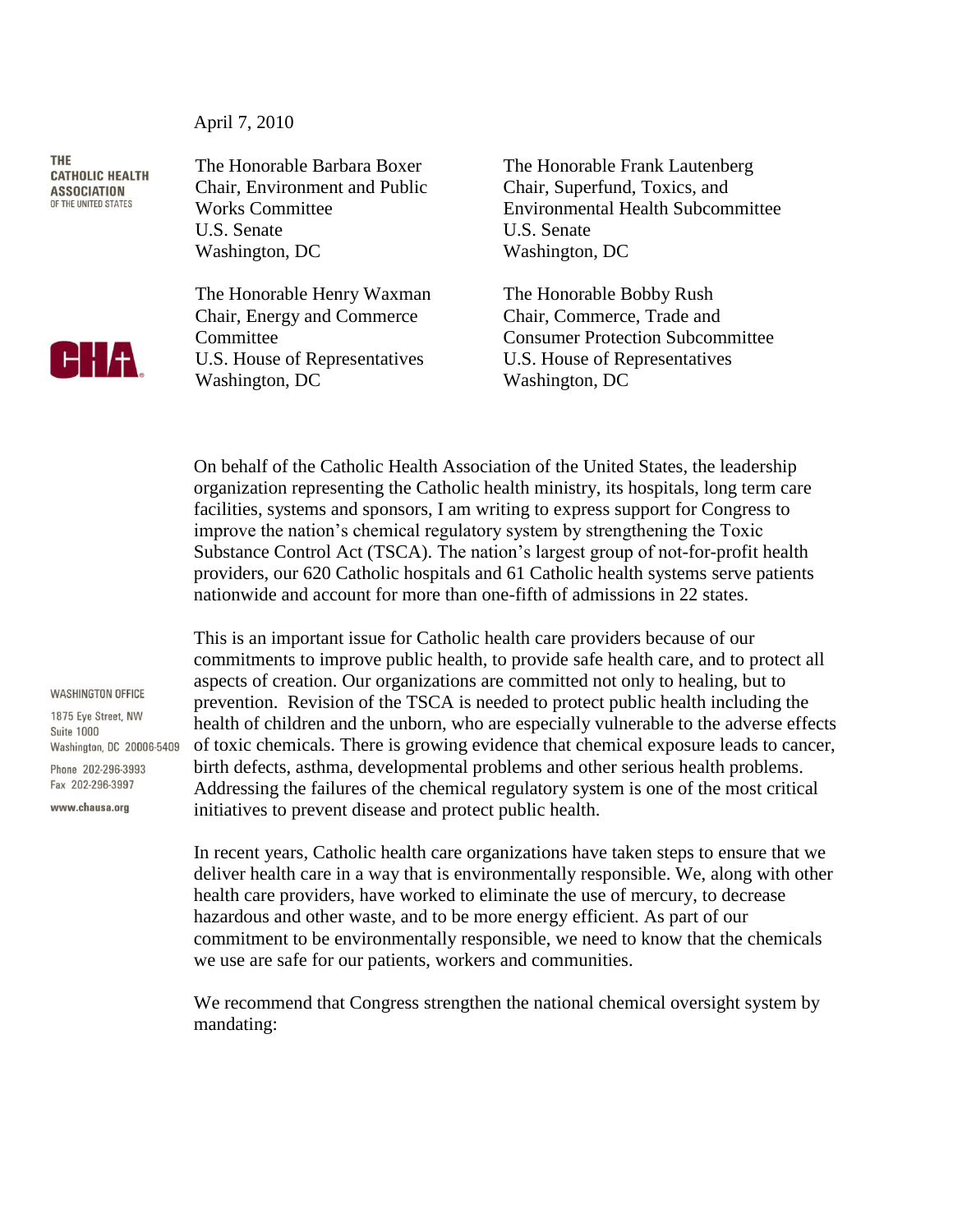THE CATHOLIC HEALTH ASSOCIATION OF THE UNITED STATES

April 7, 2010

The Honorable Barbara Boxer
Chair, Environment and Public Works Committee
U.S. Senate
Washington, DC

The Honorable Frank Lautenberg
Chair, Superfund, Toxics, and Environmental Health Subcommittee
U.S. Senate
Washington, DC

The Honorable Henry Waxman
Chair, Energy and Commerce Committee
U.S. House of Representatives
Washington, DC

The Honorable Bobby Rush
Chair, Commerce, Trade and Consumer Protection Subcommittee
U.S. House of Representatives
Washington, DC

On behalf of the Catholic Health Association of the United States, the leadership organization representing the Catholic health ministry, its hospitals, long term care facilities, systems and sponsors, I am writing to express support for Congress to improve the nation's chemical regulatory system by strengthening the Toxic Substance Control Act (TSCA). The nation's largest group of not-for-profit health providers, our 620 Catholic hospitals and 61 Catholic health systems serve patients nationwide and account for more than one-fifth of admissions in 22 states.

This is an important issue for Catholic health care providers because of our commitments to improve public health, to provide safe health care, and to protect all aspects of creation. Our organizations are committed not only to healing, but to prevention. Revision of the TSCA is needed to protect public health including the health of children and the unborn, who are especially vulnerable to the adverse effects of toxic chemicals. There is growing evidence that chemical exposure leads to cancer, birth defects, asthma, developmental problems and other serious health problems. Addressing the failures of the chemical regulatory system is one of the most critical initiatives to prevent disease and protect public health.

In recent years, Catholic health care organizations have taken steps to ensure that we deliver health care in a way that is environmentally responsible. We, along with other health care providers, have worked to eliminate the use of mercury, to decrease hazardous and other waste, and to be more energy efficient. As part of our commitment to be environmentally responsible, we need to know that the chemicals we use are safe for our patients, workers and communities.

We recommend that Congress strengthen the national chemical oversight system by mandating:

WASHINGTON OFFICE
1875 Eye Street, NW
Suite 1000
Washington, DC 20006-5409
Phone 202-296-3993
Fax 202-296-3997
www.chausa.org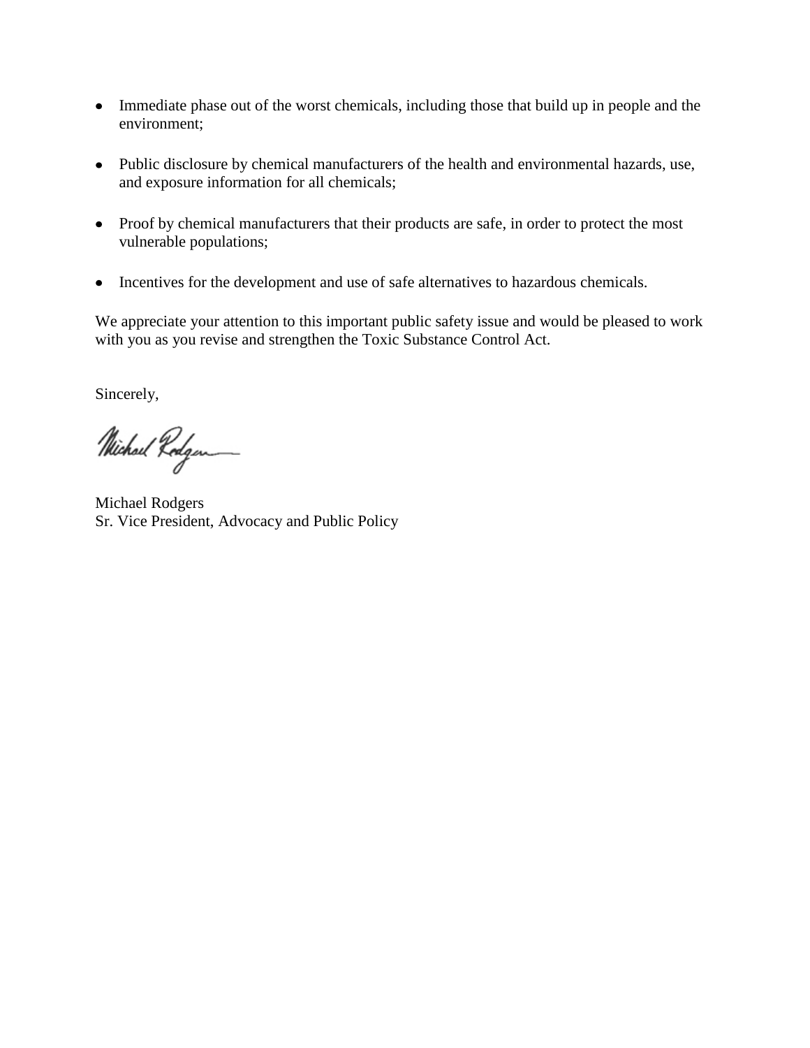- Immediate phase out of the worst chemicals, including those that build up in people and the environment;

- Public disclosure by chemical manufacturers of the health and environmental hazards, use, and exposure information for all chemicals;

- Proof by chemical manufacturers that their products are safe, in order to protect the most vulnerable populations;

- Incentives for the development and use of safe alternatives to hazardous chemicals.

We appreciate your attention to this important public safety issue and would be pleased to work with you as you revise and strengthen the Toxic Substance Control Act.

Sincerely,

Michael Rodgers
Sr. Vice President, Advocacy and Public Policy